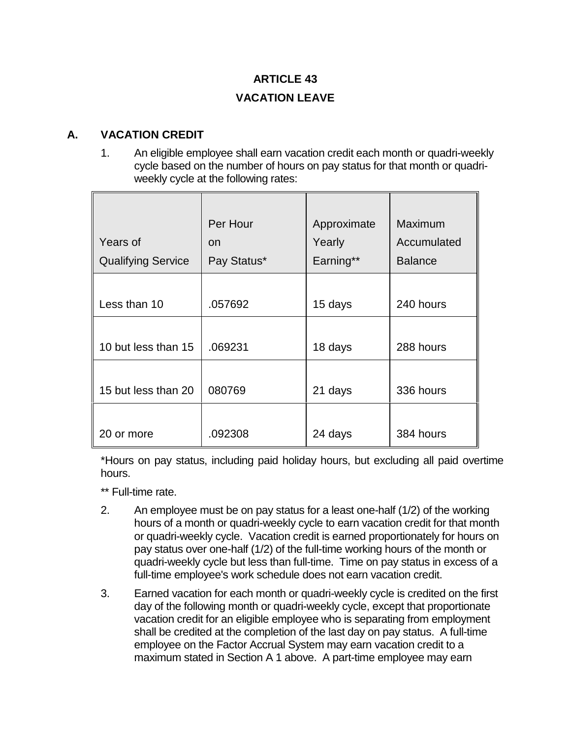# ARTICLE 43

# VACATION LEAVE

## A. VACATION CREDIT

1. An eligible employee shall earn vacation credit each month or quadri-weekly cycle based on the number of hours on pay status for that month or quadri-weekly cycle at the following rates:

| Years of Qualifying Service | Per Hour on Pay Status* | Approximate Yearly Earning** | Maximum Accumulated Balance |
|---|---|---|---|
| Less than 10 | .057692 | 15 days | 240 hours |
| 10 but less than 15 | .069231 | 18 days | 288 hours |
| 15 but less than 20 | 080769 | 21 days | 336 hours |
| 20 or more | .092308 | 24 days | 384 hours |

*Hours on pay status, including paid holiday hours, but excluding all paid overtime hours.

** Full-time rate.

2. An employee must be on pay status for a least one-half (1/2) of the working hours of a month or quadri-weekly cycle to earn vacation credit for that month or quadri-weekly cycle. Vacation credit is earned proportionately for hours on pay status over one-half (1/2) of the full-time working hours of the month or quadri-weekly cycle but less than full-time. Time on pay status in excess of a full-time employee's work schedule does not earn vacation credit.

3. Earned vacation for each month or quadri-weekly cycle is credited on the first day of the following month or quadri-weekly cycle, except that proportionate vacation credit for an eligible employee who is separating from employment shall be credited at the completion of the last day on pay status. A full-time employee on the Factor Accrual System may earn vacation credit to a maximum stated in Section A 1 above. A part-time employee may earn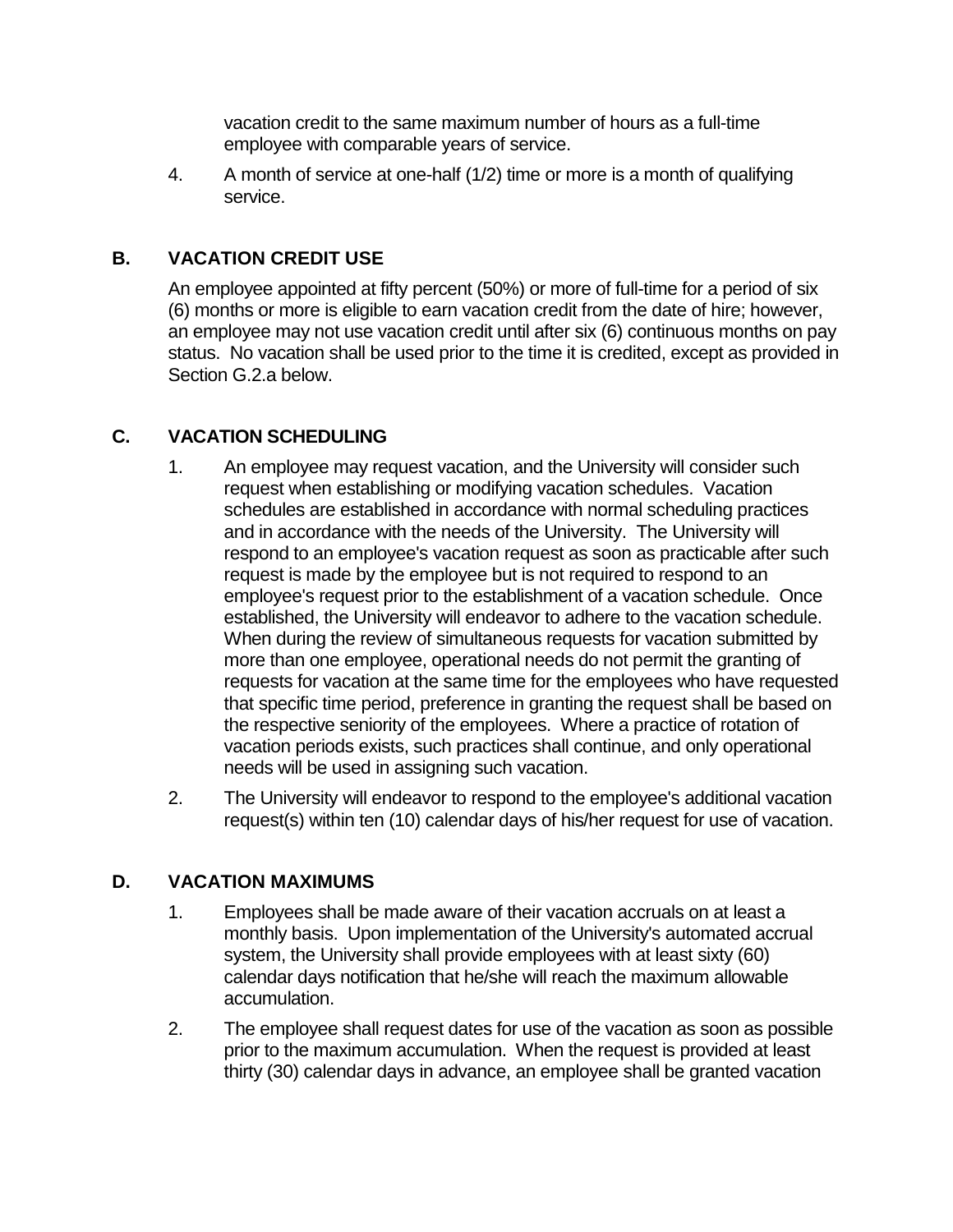vacation credit to the same maximum number of hours as a full-time employee with comparable years of service.

4. A month of service at one-half (1/2) time or more is a month of qualifying service.

## B. VACATION CREDIT USE

An employee appointed at fifty percent (50%) or more of full-time for a period of six (6) months or more is eligible to earn vacation credit from the date of hire; however, an employee may not use vacation credit until after six (6) continuous months on pay status. No vacation shall be used prior to the time it is credited, except as provided in Section G.2.a below.

## C. VACATION SCHEDULING

1. An employee may request vacation, and the University will consider such request when establishing or modifying vacation schedules. Vacation schedules are established in accordance with normal scheduling practices and in accordance with the needs of the University. The University will respond to an employee's vacation request as soon as practicable after such request is made by the employee but is not required to respond to an employee's request prior to the establishment of a vacation schedule. Once established, the University will endeavor to adhere to the vacation schedule. When during the review of simultaneous requests for vacation submitted by more than one employee, operational needs do not permit the granting of requests for vacation at the same time for the employees who have requested that specific time period, preference in granting the request shall be based on the respective seniority of the employees. Where a practice of rotation of vacation periods exists, such practices shall continue, and only operational needs will be used in assigning such vacation.

2. The University will endeavor to respond to the employee's additional vacation request(s) within ten (10) calendar days of his/her request for use of vacation.

## D. VACATION MAXIMUMS

1. Employees shall be made aware of their vacation accruals on at least a monthly basis. Upon implementation of the University's automated accrual system, the University shall provide employees with at least sixty (60) calendar days notification that he/she will reach the maximum allowable accumulation.

2. The employee shall request dates for use of the vacation as soon as possible prior to the maximum accumulation. When the request is provided at least thirty (30) calendar days in advance, an employee shall be granted vacation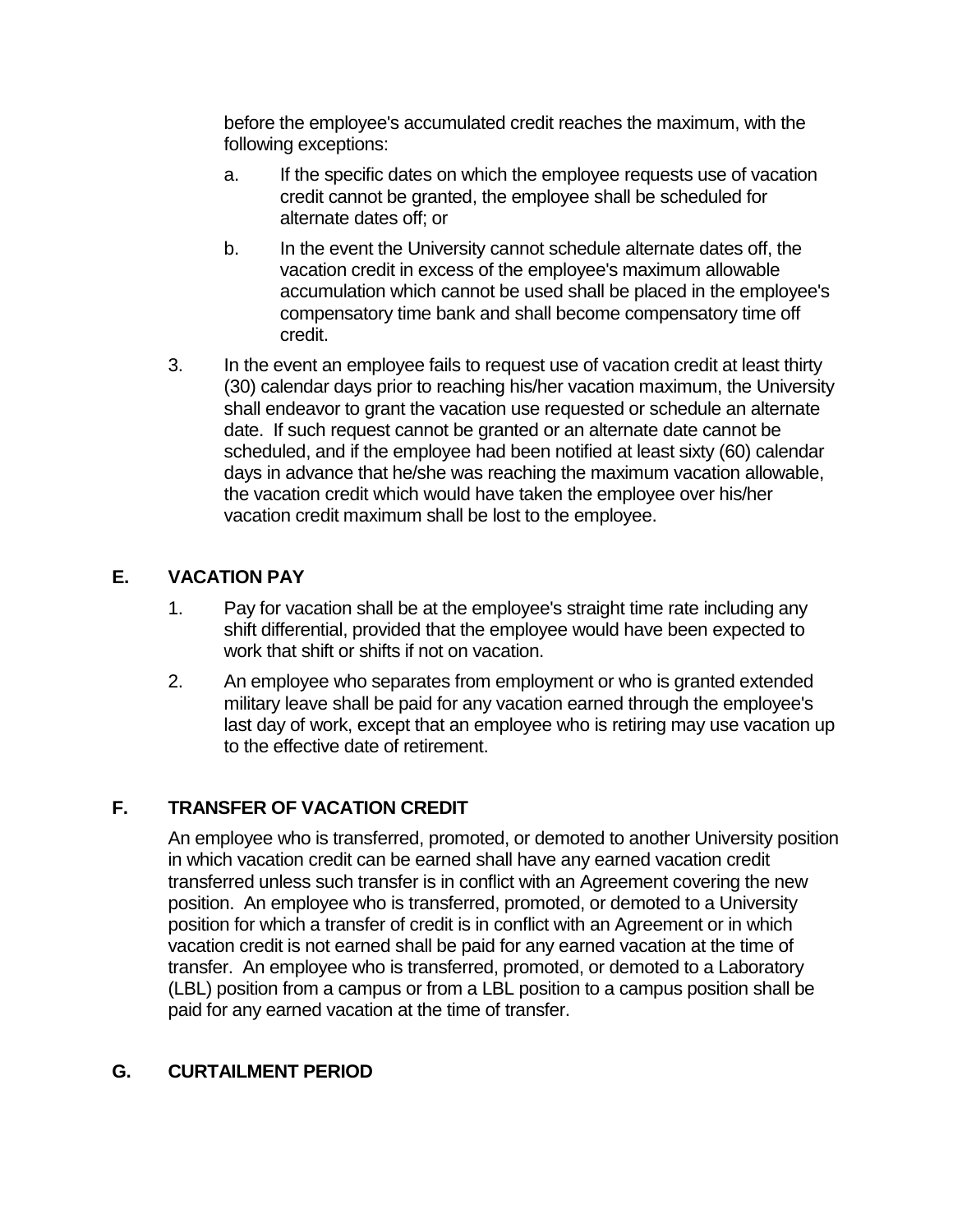before the employee's accumulated credit reaches the maximum, with the following exceptions:

   a. If the specific dates on which the employee requests use of vacation credit cannot be granted, the employee shall be scheduled for alternate dates off; or

   b. In the event the University cannot schedule alternate dates off, the vacation credit in excess of the employee's maximum allowable accumulation which cannot be used shall be placed in the employee's compensatory time bank and shall become compensatory time off credit.

3. In the event an employee fails to request use of vacation credit at least thirty (30) calendar days prior to reaching his/her vacation maximum, the University shall endeavor to grant the vacation use requested or schedule an alternate date. If such request cannot be granted or an alternate date cannot be scheduled, and if the employee had been notified at least sixty (60) calendar days in advance that he/she was reaching the maximum vacation allowable, the vacation credit which would have taken the employee over his/her vacation credit maximum shall be lost to the employee.

## E. VACATION PAY

1. Pay for vacation shall be at the employee's straight time rate including any shift differential, provided that the employee would have been expected to work that shift or shifts if not on vacation.

2. An employee who separates from employment or who is granted extended military leave shall be paid for any vacation earned through the employee's last day of work, except that an employee who is retiring may use vacation up to the effective date of retirement.

## F. TRANSFER OF VACATION CREDIT

An employee who is transferred, promoted, or demoted to another University position in which vacation credit can be earned shall have any earned vacation credit transferred unless such transfer is in conflict with an Agreement covering the new position. An employee who is transferred, promoted, or demoted to a University position for which a transfer of credit is in conflict with an Agreement or in which vacation credit is not earned shall be paid for any earned vacation at the time of transfer. An employee who is transferred, promoted, or demoted to a Laboratory (LBL) position from a campus or from a LBL position to a campus position shall be paid for any earned vacation at the time of transfer.

## G. CURTAILMENT PERIOD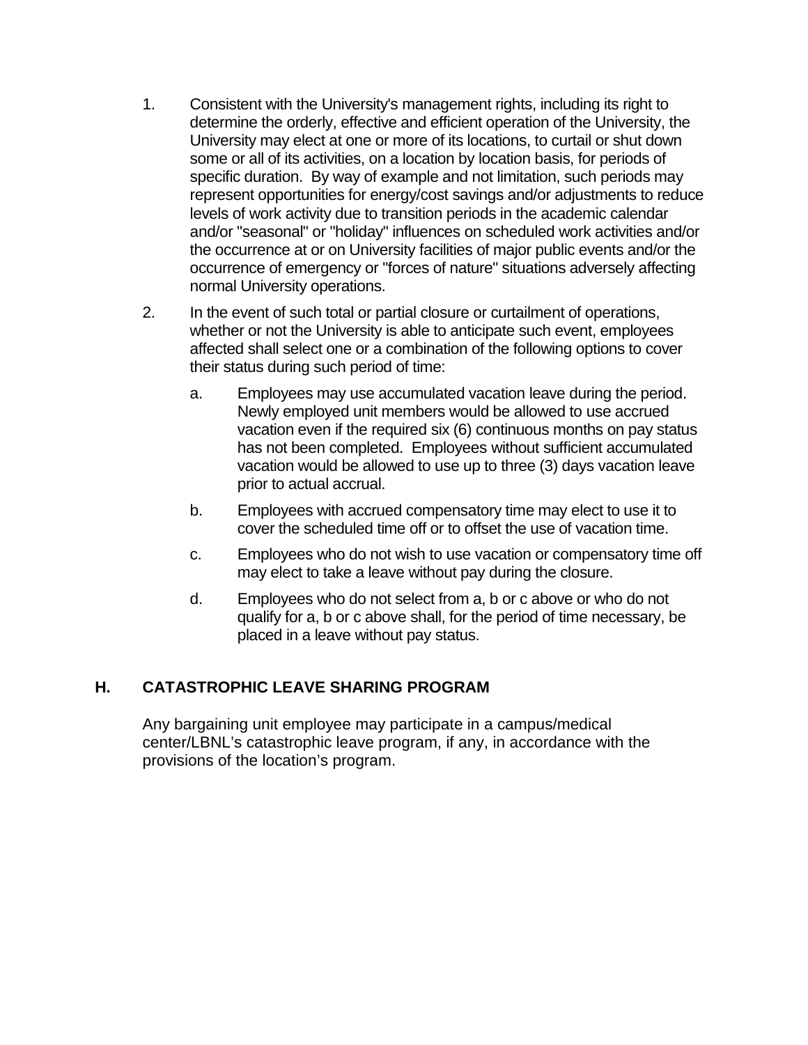1. Consistent with the University's management rights, including its right to determine the orderly, effective and efficient operation of the University, the University may elect at one or more of its locations, to curtail or shut down some or all of its activities, on a location by location basis, for periods of specific duration. By way of example and not limitation, such periods may represent opportunities for energy/cost savings and/or adjustments to reduce levels of work activity due to transition periods in the academic calendar and/or "seasonal" or "holiday" influences on scheduled work activities and/or the occurrence at or on University facilities of major public events and/or the occurrence of emergency or "forces of nature" situations adversely affecting normal University operations.

2. In the event of such total or partial closure or curtailment of operations, whether or not the University is able to anticipate such event, employees affected shall select one or a combination of the following options to cover their status during such period of time:

   a. Employees may use accumulated vacation leave during the period. Newly employed unit members would be allowed to use accrued vacation even if the required six (6) continuous months on pay status has not been completed. Employees without sufficient accumulated vacation would be allowed to use up to three (3) days vacation leave prior to actual accrual.

   b. Employees with accrued compensatory time may elect to use it to cover the scheduled time off or to offset the use of vacation time.

   c. Employees who do not wish to use vacation or compensatory time off may elect to take a leave without pay during the closure.

   d. Employees who do not select from a, b or c above or who do not qualify for a, b or c above shall, for the period of time necessary, be placed in a leave without pay status.

## H. CATASTROPHIC LEAVE SHARING PROGRAM

Any bargaining unit employee may participate in a campus/medical center/LBNL's catastrophic leave program, if any, in accordance with the provisions of the location's program.